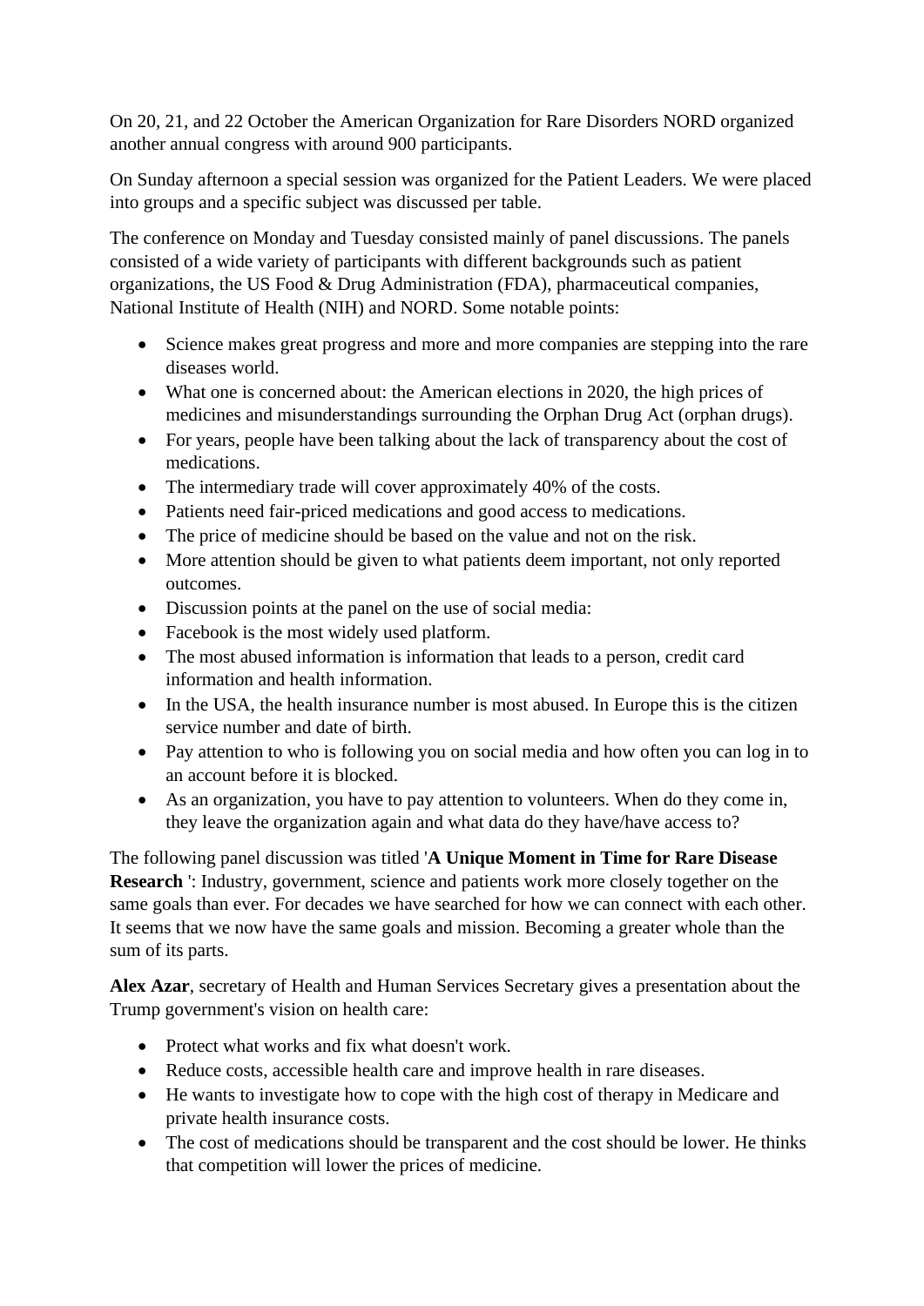On 20, 21, and 22 October the American Organization for Rare Disorders NORD organized another annual congress with around 900 participants.

On Sunday afternoon a special session was organized for the Patient Leaders. We were placed into groups and a specific subject was discussed per table.

The conference on Monday and Tuesday consisted mainly of panel discussions. The panels consisted of a wide variety of participants with different backgrounds such as patient organizations, the US Food & Drug Administration (FDA), pharmaceutical companies, National Institute of Health (NIH) and NORD. Some notable points:

- Science makes great progress and more and more companies are stepping into the rare diseases world.
- What one is concerned about: the American elections in 2020, the high prices of medicines and misunderstandings surrounding the Orphan Drug Act (orphan drugs).
- For years, people have been talking about the lack of transparency about the cost of medications.
- The intermediary trade will cover approximately 40% of the costs.
- Patients need fair-priced medications and good access to medications.
- The price of medicine should be based on the value and not on the risk.
- More attention should be given to what patients deem important, not only reported outcomes.
- Discussion points at the panel on the use of social media:
- Facebook is the most widely used platform.
- The most abused information is information that leads to a person, credit card information and health information.
- In the USA, the health insurance number is most abused. In Europe this is the citizen service number and date of birth.
- Pay attention to who is following you on social media and how often you can log in to an account before it is blocked.
- As an organization, you have to pay attention to volunteers. When do they come in, they leave the organization again and what data do they have/have access to?

The following panel discussion was titled '**A Unique Moment in Time for Rare Disease Research** ': Industry, government, science and patients work more closely together on the same goals than ever. For decades we have searched for how we can connect with each other. It seems that we now have the same goals and mission. Becoming a greater whole than the sum of its parts.

**Alex Azar**, secretary of Health and Human Services Secretary gives a presentation about the Trump government's vision on health care:

- Protect what works and fix what doesn't work.
- Reduce costs, accessible health care and improve health in rare diseases.
- He wants to investigate how to cope with the high cost of therapy in Medicare and private health insurance costs.
- The cost of medications should be transparent and the cost should be lower. He thinks that competition will lower the prices of medicine.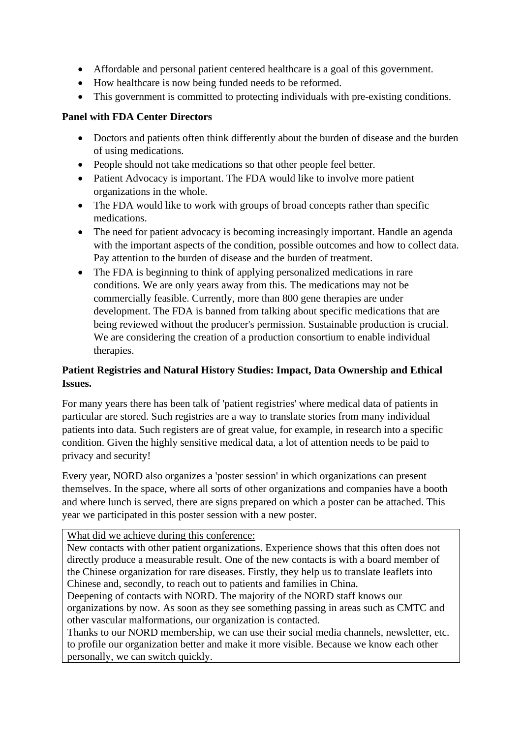- Affordable and personal patient centered healthcare is a goal of this government.
- How healthcare is now being funded needs to be reformed.
- This government is committed to protecting individuals with pre-existing conditions.

**Panel with FDA Center Directors**

- Doctors and patients often think differently about the burden of disease and the burden of using medications.
- People should not take medications so that other people feel better.
- Patient Advocacy is important. The FDA would like to involve more patient organizations in the whole.
- The FDA would like to work with groups of broad concepts rather than specific medications.
- The need for patient advocacy is becoming increasingly important. Handle an agenda with the important aspects of the condition, possible outcomes and how to collect data. Pay attention to the burden of disease and the burden of treatment.
- The FDA is beginning to think of applying personalized medications in rare conditions. We are only years away from this. The medications may not be commercially feasible. Currently, more than 800 gene therapies are under development. The FDA is banned from talking about specific medications that are being reviewed without the producer's permission. Sustainable production is crucial. We are considering the creation of a production consortium to enable individual therapies.

**Patient Registries and Natural History Studies: Impact, Data Ownership and Ethical Issues.**

For many years there has been talk of 'patient registries' where medical data of patients in particular are stored. Such registries are a way to translate stories from many individual patients into data. Such registers are of great value, for example, in research into a specific condition. Given the highly sensitive medical data, a lot of attention needs to be paid to privacy and security!

Every year, NORD also organizes a 'poster session' in which organizations can present themselves. In the space, where all sorts of other organizations and companies have a booth and where lunch is served, there are signs prepared on which a poster can be attached. This year we participated in this poster session with a new poster.

What did we achieve during this conference:

New contacts with other patient organizations. Experience shows that this often does not directly produce a measurable result. One of the new contacts is with a board member of the Chinese organization for rare diseases. Firstly, they help us to translate leaflets into Chinese and, secondly, to reach out to patients and families in China.

Deepening of contacts with NORD. The majority of the NORD staff knows our organizations by now. As soon as they see something passing in areas such as CMTC and other vascular malformations, our organization is contacted.

Thanks to our NORD membership, we can use their social media channels, newsletter, etc. to profile our organization better and make it more visible. Because we know each other personally, we can switch quickly.